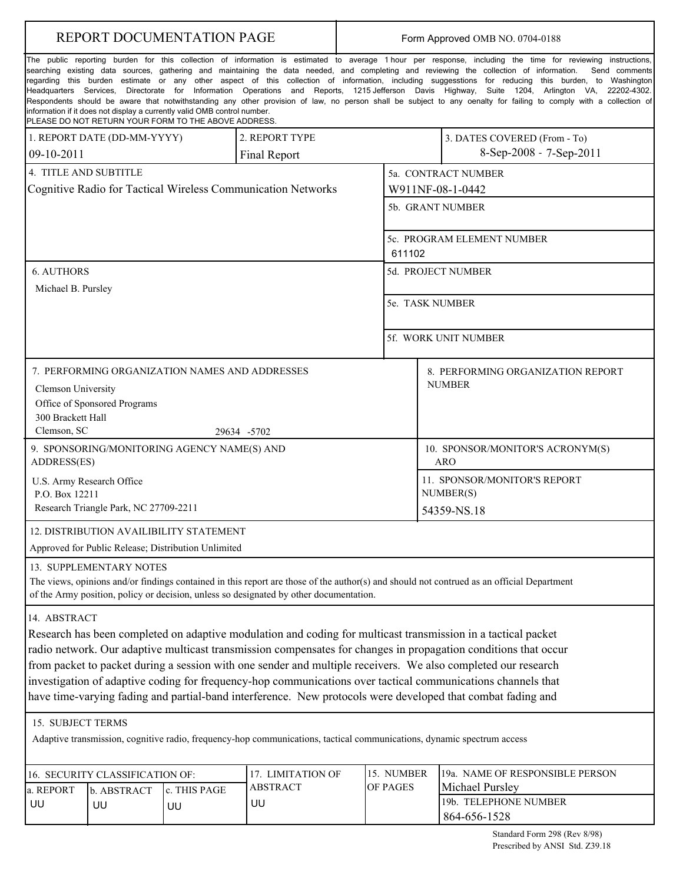# REPORT DOCUMENTATION PAGE

Form Approved OMB NO. 0704-0188

The public reporting burden for this collection of information is estimated to average 1 hour per response, including the time for reviewing instructions, searching existing data sources, gathering and maintaining the data needed, and completing and reviewing the collection of information. Send comments regarding this burden estimate or any other aspect of this collection of information, including suggesstions for reducing this burden, to Washington Headquarters Services, Directorate for Information Operations and Reports, 1215 Jefferson Davis Highway, Suite 1204, Arlington VA, 22202-4302. Respondents should be aware that notwithstanding any other provision of law, no person shall be subject to any oenalty for failing to comply with a collection of information if it does not display a currently valid OMB control number.
PLEASE DO NOT RETURN YOUR FORM TO THE ABOVE ADDRESS.

| 1. REPORT DATE (DD-MM-YYYY) | 2. REPORT TYPE | 3. DATES COVERED (From - To) |
|---|---|---|
| 09-10-2011 | Final Report | 8-Sep-2008 - 7-Sep-2011 |

**4. TITLE AND SUBTITLE**
Cognitive Radio for Tactical Wireless Communication Networks

**5a. CONTRACT NUMBER**
W911NF-08-1-0442

**5b. GRANT NUMBER**

**5c. PROGRAM ELEMENT NUMBER**
611102

**6. AUTHORS**
Michael B. Pursley

**5d. PROJECT NUMBER**

**5e. TASK NUMBER**

**5f. WORK UNIT NUMBER**

**7. PERFORMING ORGANIZATION NAMES AND ADDRESSES**
Clemson University
Office of Sponsored Programs
300 Brackett Hall
Clemson, SC 29634 -5702

**8. PERFORMING ORGANIZATION REPORT NUMBER**

**9. SPONSORING/MONITORING AGENCY NAME(S) AND ADDRESS(ES)**
U.S. Army Research Office
P.O. Box 12211
Research Triangle Park, NC 27709-2211

**10. SPONSOR/MONITOR'S ACRONYM(S)**
ARO

**11. SPONSOR/MONITOR'S REPORT NUMBER(S)**
54359-NS.18

**12. DISTRIBUTION AVAILIBILITY STATEMENT**
Approved for Public Release; Distribution Unlimited

**13. SUPPLEMENTARY NOTES**
The views, opinions and/or findings contained in this report are those of the author(s) and should not contrued as an official Department of the Army position, policy or decision, unless so designated by other documentation.

**14. ABSTRACT**
Research has been completed on adaptive modulation and coding for multicast transmission in a tactical packet radio network. Our adaptive multicast transmission compensates for changes in propagation conditions that occur from packet to packet during a session with one sender and multiple receivers. We also completed our research investigation of adaptive coding for frequency-hop communications over tactical communications channels that have time-varying fading and partial-band interference. New protocols were developed that combat fading and

**15. SUBJECT TERMS**
Adaptive transmission, cognitive radio, frequency-hop communications, tactical communications, dynamic spectrum access

| 16. SECURITY CLASSIFICATION OF: | | | 17. LIMITATION OF ABSTRACT | 15. NUMBER OF PAGES | 19a. NAME OF RESPONSIBLE PERSON |
|---|---|---|---|---|---|
| a. REPORT | b. ABSTRACT | c. THIS PAGE | | | Michael Pursley |
| UU | UU | UU | UU | | 19b. TELEPHONE NUMBER<br>864-656-1528 |

Standard Form 298 (Rev 8/98)
Prescribed by ANSI Std. Z39.18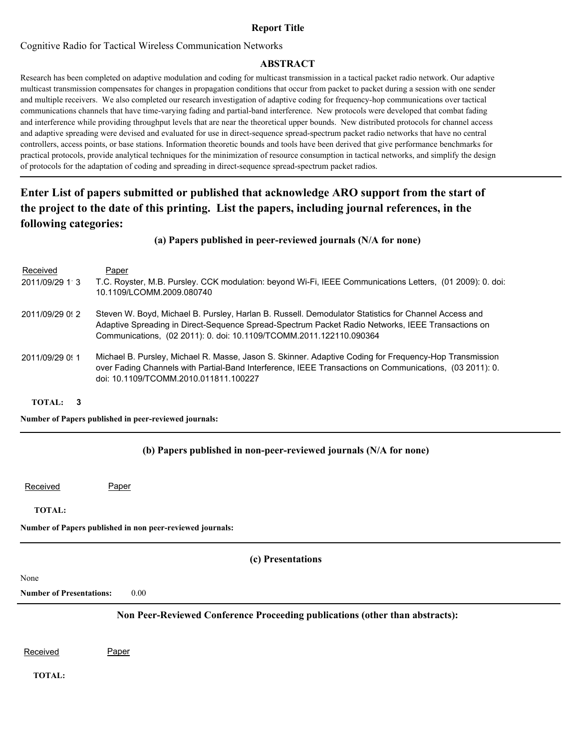**Report Title**

Cognitive Radio for Tactical Wireless Communication Networks

**ABSTRACT**

Research has been completed on adaptive modulation and coding for multicast transmission in a tactical packet radio network. Our adaptive multicast transmission compensates for changes in propagation conditions that occur from packet to packet during a session with one sender and multiple receivers. We also completed our research investigation of adaptive coding for frequency-hop communications over tactical communications channels that have time-varying fading and partial-band interference. New protocols were developed that combat fading and interference while providing throughput levels that are near the theoretical upper bounds. New distributed protocols for channel access and adaptive spreading were devised and evaluated for use in direct-sequence spread-spectrum packet radio networks that have no central controllers, access points, or base stations. Information theoretic bounds and tools have been derived that give performance benchmarks for practical protocols, provide analytical techniques for the minimization of resource consumption in tactical networks, and simplify the design of protocols for the adaptation of coding and spreading in direct-sequence spread-spectrum packet radios.

## Enter List of papers submitted or published that acknowledge ARO support from the start of the project to the date of this printing. List the papers, including journal references, in the following categories:

### (a) Papers published in peer-reviewed journals (N/A for none)

| Received | Paper |
|---|---|
| 2011/09/29 1' 3 | T.C. Royster, M.B. Pursley. CCK modulation: beyond Wi-Fi, IEEE Communications Letters, (01 2009): 0. doi: 10.1109/LCOMM.2009.080740 |
| 2011/09/29 0( 2 | Steven W. Boyd, Michael B. Pursley, Harlan B. Russell. Demodulator Statistics for Channel Access and Adaptive Spreading in Direct-Sequence Spread-Spectrum Packet Radio Networks, IEEE Transactions on Communications, (02 2011): 0. doi: 10.1109/TCOMM.2011.122110.090364 |
| 2011/09/29 0( 1 | Michael B. Pursley, Michael R. Masse, Jason S. Skinner. Adaptive Coding for Frequency-Hop Transmission over Fading Channels with Partial-Band Interference, IEEE Transactions on Communications, (03 2011): 0. doi: 10.1109/TCOMM.2010.011811.100227 |

**TOTAL: 3**

**Number of Papers published in peer-reviewed journals:**

### (b) Papers published in non-peer-reviewed journals (N/A for none)

| Received | Paper |
|---|---|

**TOTAL:**

**Number of Papers published in non peer-reviewed journals:**

### (c) Presentations

None

**Number of Presentations:** 0.00

### Non Peer-Reviewed Conference Proceeding publications (other than abstracts):

| Received | Paper |
|---|---|

**TOTAL:**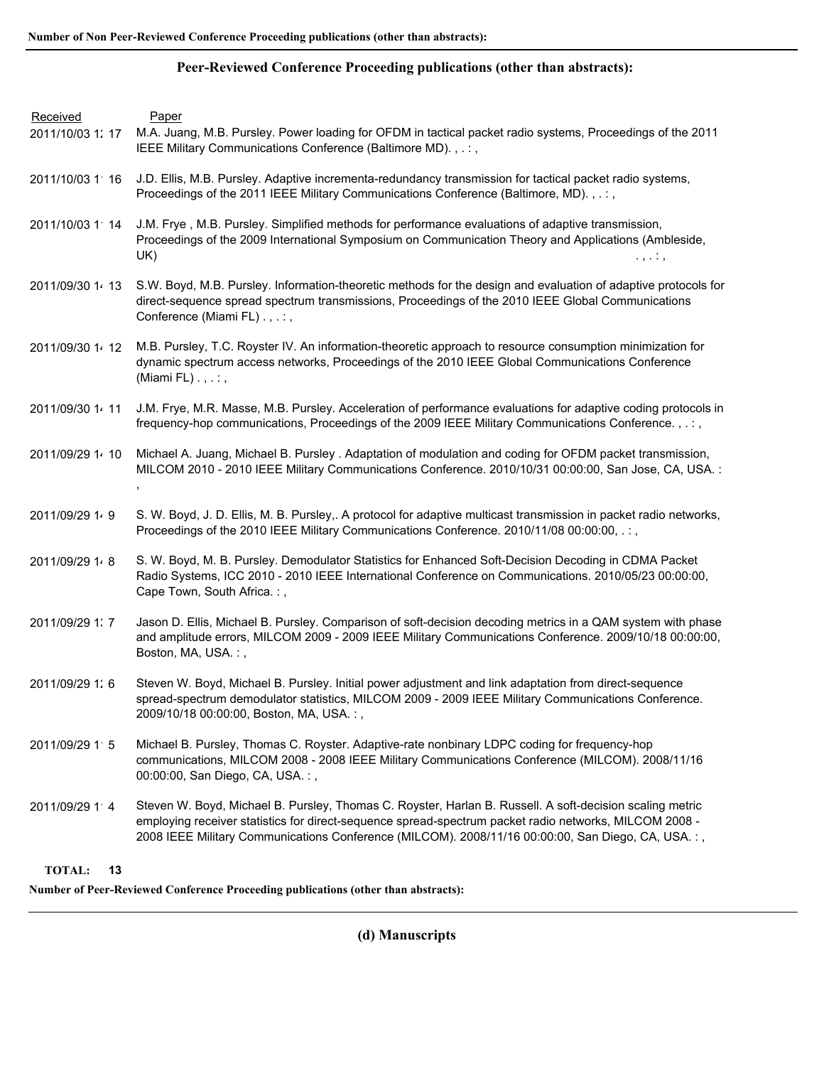**Number of Non Peer-Reviewed Conference Proceeding publications (other than abstracts):**

---

**Peer-Reviewed Conference Proceeding publications (other than abstracts):**

| Received | Paper |
|---|---|
| 2011/10/03 1: 17 | M.A. Juang, M.B. Pursley. Power loading for OFDM in tactical packet radio systems, Proceedings of the 2011 IEEE Military Communications Conference (Baltimore MD). , . : , |
| 2011/10/03 1' 16 | J.D. Ellis, M.B. Pursley. Adaptive incrementa-redundancy transmission for tactical packet radio systems, Proceedings of the 2011 IEEE Military Communications Conference (Baltimore, MD). , . : , |
| 2011/10/03 1' 14 | J.M. Frye , M.B. Pursley. Simplified methods for performance evaluations of adaptive transmission, Proceedings of the 2009 International Symposium on Communication Theory and Applications (Ambleside, UK) . , . : , |
| 2011/09/30 1 13 | S.W. Boyd, M.B. Pursley. Information-theoretic methods for the design and evaluation of adaptive protocols for direct-sequence spread spectrum transmissions, Proceedings of the 2010 IEEE Global Communications Conference (Miami FL) . , . : , |
| 2011/09/30 1 12 | M.B. Pursley, T.C. Royster IV. An information-theoretic approach to resource consumption minimization for dynamic spectrum access networks, Proceedings of the 2010 IEEE Global Communications Conference (Miami FL) . , . : , |
| 2011/09/30 1 11 | J.M. Frye, M.R. Masse, M.B. Pursley. Acceleration of performance evaluations for adaptive coding protocols in frequency-hop communications, Proceedings of the 2009 IEEE Military Communications Conference. , . : , |
| 2011/09/29 1 10 | Michael A. Juang, Michael B. Pursley . Adaptation of modulation and coding for OFDM packet transmission, MILCOM 2010 - 2010 IEEE Military Communications Conference. 2010/10/31 00:00:00, San Jose, CA, USA. : , |
| 2011/09/29 1 9 | S. W. Boyd, J. D. Ellis, M. B. Pursley,. A protocol for adaptive multicast transmission in packet radio networks, Proceedings of the 2010 IEEE Military Communications Conference. 2010/11/08 00:00:00, . : , |
| 2011/09/29 1 8 | S. W. Boyd, M. B. Pursley. Demodulator Statistics for Enhanced Soft-Decision Decoding in CDMA Packet Radio Systems, ICC 2010 - 2010 IEEE International Conference on Communications. 2010/05/23 00:00:00, Cape Town, South Africa. : , |
| 2011/09/29 1: 7 | Jason D. Ellis, Michael B. Pursley. Comparison of soft-decision decoding metrics in a QAM system with phase and amplitude errors, MILCOM 2009 - 2009 IEEE Military Communications Conference. 2009/10/18 00:00:00, Boston, MA, USA. : , |
| 2011/09/29 1: 6 | Steven W. Boyd, Michael B. Pursley. Initial power adjustment and link adaptation from direct-sequence spread-spectrum demodulator statistics, MILCOM 2009 - 2009 IEEE Military Communications Conference. 2009/10/18 00:00:00, Boston, MA, USA. : , |
| 2011/09/29 1' 5 | Michael B. Pursley, Thomas C. Royster. Adaptive-rate nonbinary LDPC coding for frequency-hop communications, MILCOM 2008 - 2008 IEEE Military Communications Conference (MILCOM). 2008/11/16 00:00:00, San Diego, CA, USA. : , |
| 2011/09/29 1' 4 | Steven W. Boyd, Michael B. Pursley, Thomas C. Royster, Harlan B. Russell. A soft-decision scaling metric employing receiver statistics for direct-sequence spread-spectrum packet radio networks, MILCOM 2008 - 2008 IEEE Military Communications Conference (MILCOM). 2008/11/16 00:00:00, San Diego, CA, USA. : , |

**TOTAL: 13**

**Number of Peer-Reviewed Conference Proceeding publications (other than abstracts):**

---

**(d) Manuscripts**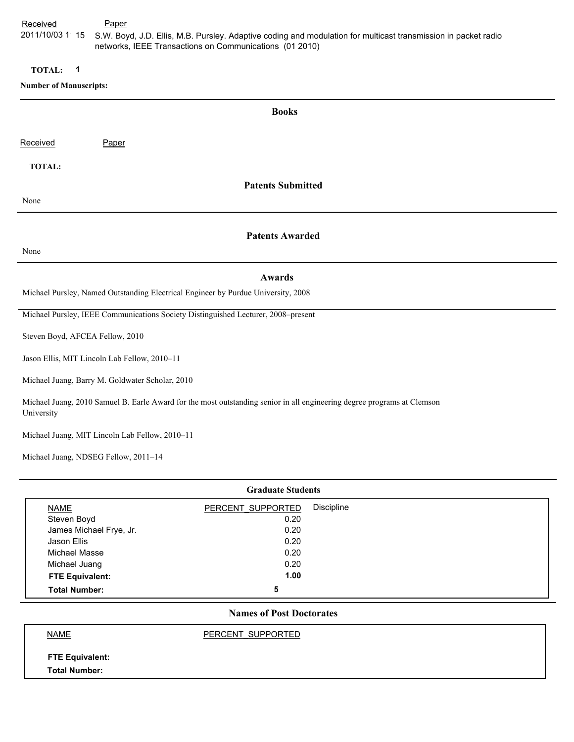| Received | Paper |
| --- | --- |
| 2011/10/03 1· 15 | S.W. Boyd, J.D. Ellis, M.B. Pursley. Adaptive coding and modulation for multicast transmission in packet radio networks, IEEE Transactions on Communications (01 2010) |

**TOTAL:** 1

**Number of Manuscripts:**

## Books

| Received | Paper |
| --- | --- |

**TOTAL:**

## Patents Submitted

None

## Patents Awarded

None

## Awards

Michael Pursley, Named Outstanding Electrical Engineer by Purdue University, 2008

Michael Pursley, IEEE Communications Society Distinguished Lecturer, 2008–present

Steven Boyd, AFCEA Fellow, 2010

Jason Ellis, MIT Lincoln Lab Fellow, 2010–11

Michael Juang, Barry M. Goldwater Scholar, 2010

Michael Juang, 2010 Samuel B. Earle Award for the most outstanding senior in all engineering degree programs at Clemson University

Michael Juang, MIT Lincoln Lab Fellow, 2010–11

Michael Juang, NDSEG Fellow, 2011–14

## Graduate Students

| NAME | PERCENT_SUPPORTED | Discipline |
| --- | --- | --- |
| Steven Boyd | 0.20 | |
| James Michael Frye, Jr. | 0.20 | |
| Jason Ellis | 0.20 | |
| Michael Masse | 0.20 | |
| Michael Juang | 0.20 | |
| **FTE Equivalent:** | **1.00** | |
| **Total Number:** | **5** | |

## Names of Post Doctorates

| NAME | PERCENT_SUPPORTED |
| --- | --- |
| **FTE Equivalent:** | |
| **Total Number:** | |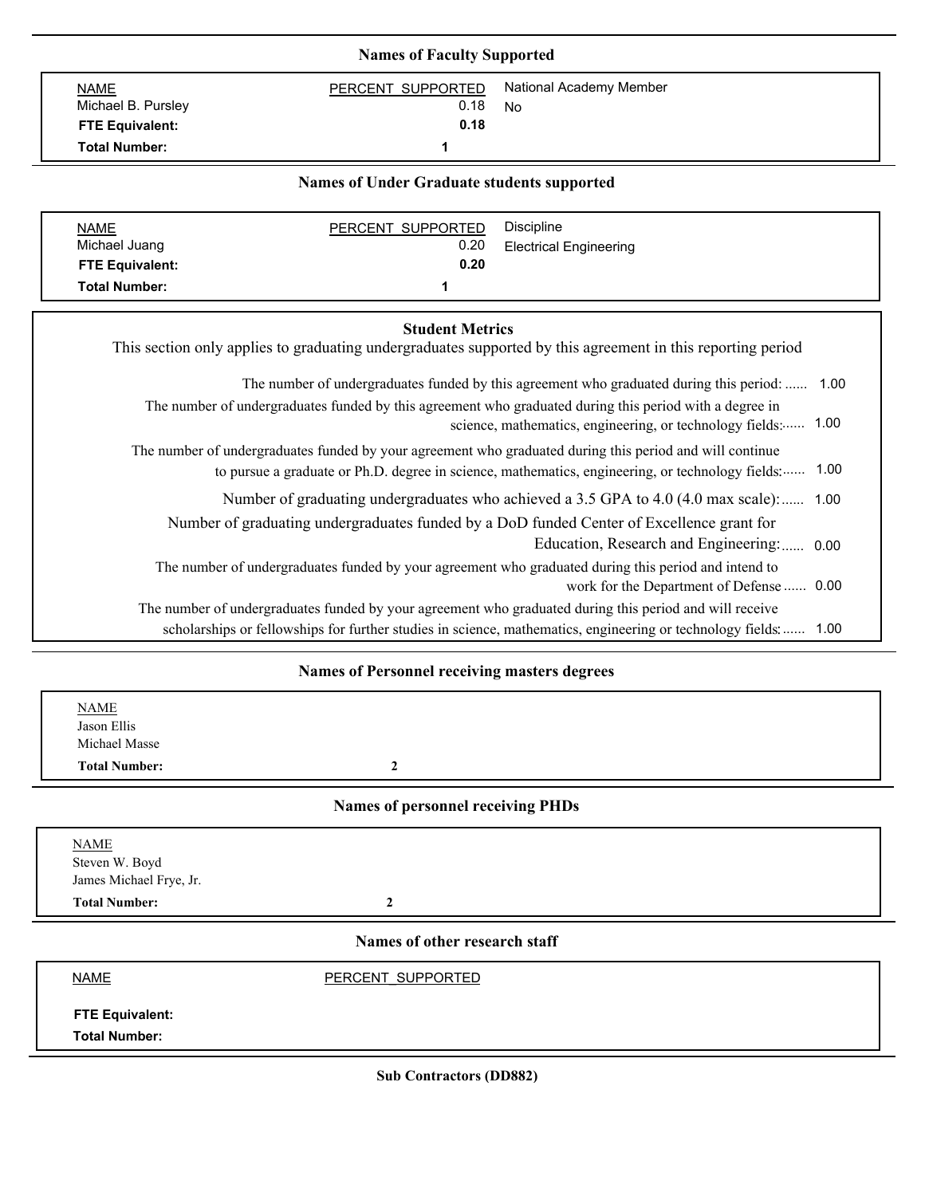## Names of Faculty Supported

| NAME | PERCENT_SUPPORTED | National Academy Member |
|---|---|---|
| Michael B. Pursley | 0.18 | No |
| **FTE Equivalent:** | **0.18** | |
| **Total Number:** | **1** | |

## Names of Under Graduate students supported

| NAME | PERCENT_SUPPORTED | Discipline |
|---|---|---|
| Michael Juang | 0.20 | Electrical Engineering |
| **FTE Equivalent:** | **0.20** | |
| **Total Number:** | **1** | |

## Student Metrics

This section only applies to graduating undergraduates supported by this agreement in this reporting period

The number of undergraduates funded by this agreement who graduated during this period: ...... 1.00

The number of undergraduates funded by this agreement who graduated during this period with a degree in science, mathematics, engineering, or technology fields:...... 1.00

The number of undergraduates funded by your agreement who graduated during this period and will continue to pursue a graduate or Ph.D. degree in science, mathematics, engineering, or technology fields:...... 1.00

Number of graduating undergraduates who achieved a 3.5 GPA to 4.0 (4.0 max scale):...... 1.00

Number of graduating undergraduates funded by a DoD funded Center of Excellence grant for Education, Research and Engineering:...... 0.00

The number of undergraduates funded by your agreement who graduated during this period and intend to work for the Department of Defense ...... 0.00

The number of undergraduates funded by your agreement who graduated during this period and will receive scholarships or fellowships for further studies in science, mathematics, engineering or technology fields:...... 1.00

## Names of Personnel receiving masters degrees

| NAME | |
|---|---|
| Jason Ellis | |
| Michael Masse | |
| **Total Number:** | **2** |

## Names of personnel receiving PHDs

| NAME | |
|---|---|
| Steven W. Boyd | |
| James Michael Frye, Jr. | |
| **Total Number:** | **2** |

## Names of other research staff

| NAME | PERCENT_SUPPORTED |
|---|---|
| **FTE Equivalent:** | |
| **Total Number:** | |

## Sub Contractors (DD882)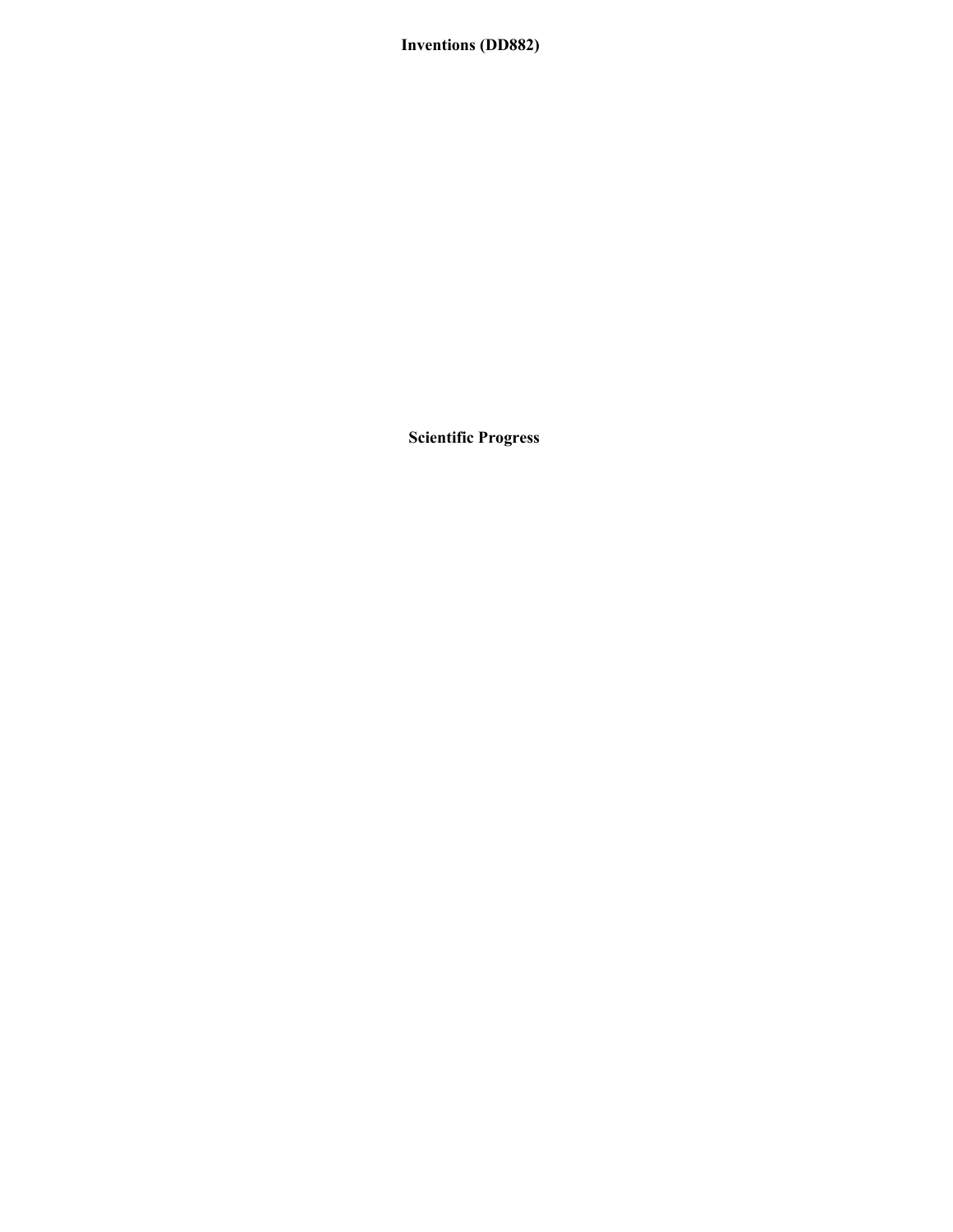## Inventions (DD882)

## Scientific Progress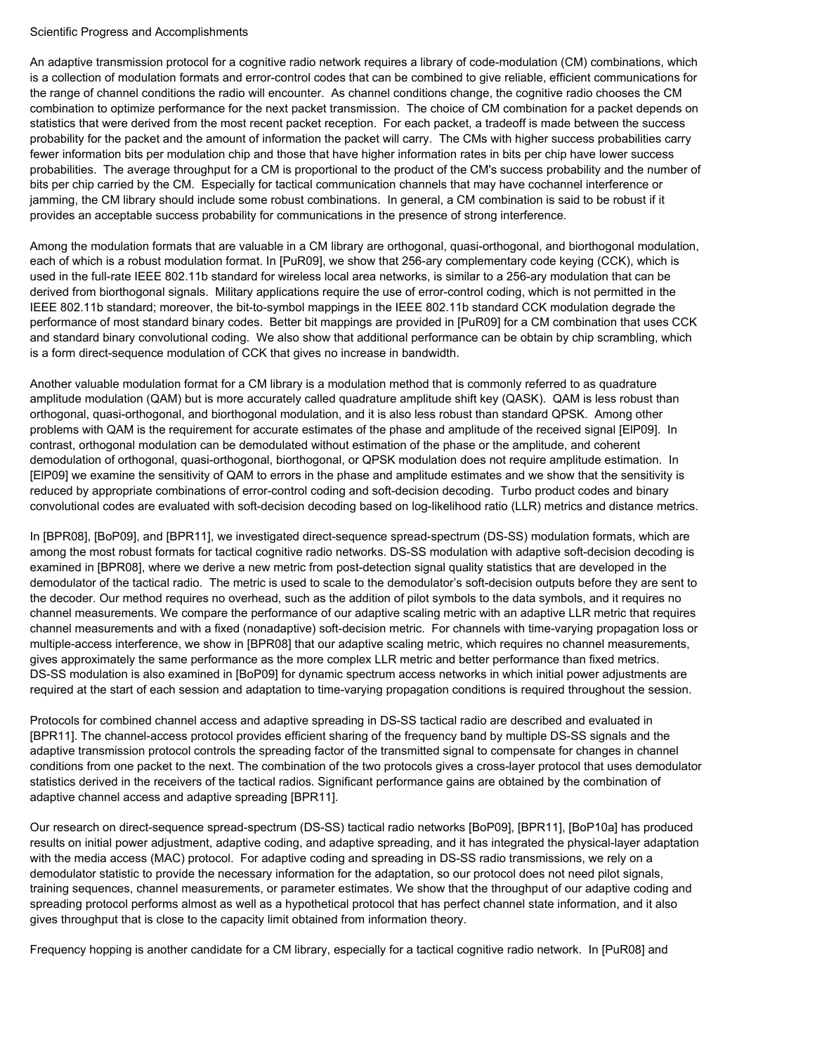Scientific Progress and Accomplishments

An adaptive transmission protocol for a cognitive radio network requires a library of code-modulation (CM) combinations, which is a collection of modulation formats and error-control codes that can be combined to give reliable, efficient communications for the range of channel conditions the radio will encounter. As channel conditions change, the cognitive radio chooses the CM combination to optimize performance for the next packet transmission. The choice of CM combination for a packet depends on statistics that were derived from the most recent packet reception. For each packet, a tradeoff is made between the success probability for the packet and the amount of information the packet will carry. The CMs with higher success probabilities carry fewer information bits per modulation chip and those that have higher information rates in bits per chip have lower success probabilities. The average throughput for a CM is proportional to the product of the CM's success probability and the number of bits per chip carried by the CM. Especially for tactical communication channels that may have cochannel interference or jamming, the CM library should include some robust combinations. In general, a CM combination is said to be robust if it provides an acceptable success probability for communications in the presence of strong interference.

Among the modulation formats that are valuable in a CM library are orthogonal, quasi-orthogonal, and biorthogonal modulation, each of which is a robust modulation format. In [PuR09], we show that 256-ary complementary code keying (CCK), which is used in the full-rate IEEE 802.11b standard for wireless local area networks, is similar to a 256-ary modulation that can be derived from biorthogonal signals. Military applications require the use of error-control coding, which is not permitted in the IEEE 802.11b standard; moreover, the bit-to-symbol mappings in the IEEE 802.11b standard CCK modulation degrade the performance of most standard binary codes. Better bit mappings are provided in [PuR09] for a CM combination that uses CCK and standard binary convolutional coding. We also show that additional performance can be obtain by chip scrambling, which is a form direct-sequence modulation of CCK that gives no increase in bandwidth.

Another valuable modulation format for a CM library is a modulation method that is commonly referred to as quadrature amplitude modulation (QAM) but is more accurately called quadrature amplitude shift key (QASK). QAM is less robust than orthogonal, quasi-orthogonal, and biorthogonal modulation, and it is also less robust than standard QPSK. Among other problems with QAM is the requirement for accurate estimates of the phase and amplitude of the received signal [ElP09]. In contrast, orthogonal modulation can be demodulated without estimation of the phase or the amplitude, and coherent demodulation of orthogonal, quasi-orthogonal, biorthogonal, or QPSK modulation does not require amplitude estimation. In [ElP09] we examine the sensitivity of QAM to errors in the phase and amplitude estimates and we show that the sensitivity is reduced by appropriate combinations of error-control coding and soft-decision decoding. Turbo product codes and binary convolutional codes are evaluated with soft-decision decoding based on log-likelihood ratio (LLR) metrics and distance metrics.

In [BPR08], [BoP09], and [BPR11], we investigated direct-sequence spread-spectrum (DS-SS) modulation formats, which are among the most robust formats for tactical cognitive radio networks. DS-SS modulation with adaptive soft-decision decoding is examined in [BPR08], where we derive a new metric from post-detection signal quality statistics that are developed in the demodulator of the tactical radio. The metric is used to scale to the demodulator's soft-decision outputs before they are sent to the decoder. Our method requires no overhead, such as the addition of pilot symbols to the data symbols, and it requires no channel measurements. We compare the performance of our adaptive scaling metric with an adaptive LLR metric that requires channel measurements and with a fixed (nonadaptive) soft-decision metric. For channels with time-varying propagation loss or multiple-access interference, we show in [BPR08] that our adaptive scaling metric, which requires no channel measurements, gives approximately the same performance as the more complex LLR metric and better performance than fixed metrics. DS-SS modulation is also examined in [BoP09] for dynamic spectrum access networks in which initial power adjustments are required at the start of each session and adaptation to time-varying propagation conditions is required throughout the session.

Protocols for combined channel access and adaptive spreading in DS-SS tactical radio are described and evaluated in [BPR11]. The channel-access protocol provides efficient sharing of the frequency band by multiple DS-SS signals and the adaptive transmission protocol controls the spreading factor of the transmitted signal to compensate for changes in channel conditions from one packet to the next. The combination of the two protocols gives a cross-layer protocol that uses demodulator statistics derived in the receivers of the tactical radios. Significant performance gains are obtained by the combination of adaptive channel access and adaptive spreading [BPR11].

Our research on direct-sequence spread-spectrum (DS-SS) tactical radio networks [BoP09], [BPR11], [BoP10a] has produced results on initial power adjustment, adaptive coding, and adaptive spreading, and it has integrated the physical-layer adaptation with the media access (MAC) protocol. For adaptive coding and spreading in DS-SS radio transmissions, we rely on a demodulator statistic to provide the necessary information for the adaptation, so our protocol does not need pilot signals, training sequences, channel measurements, or parameter estimates. We show that the throughput of our adaptive coding and spreading protocol performs almost as well as a hypothetical protocol that has perfect channel state information, and it also gives throughput that is close to the capacity limit obtained from information theory.

Frequency hopping is another candidate for a CM library, especially for a tactical cognitive radio network. In [PuR08] and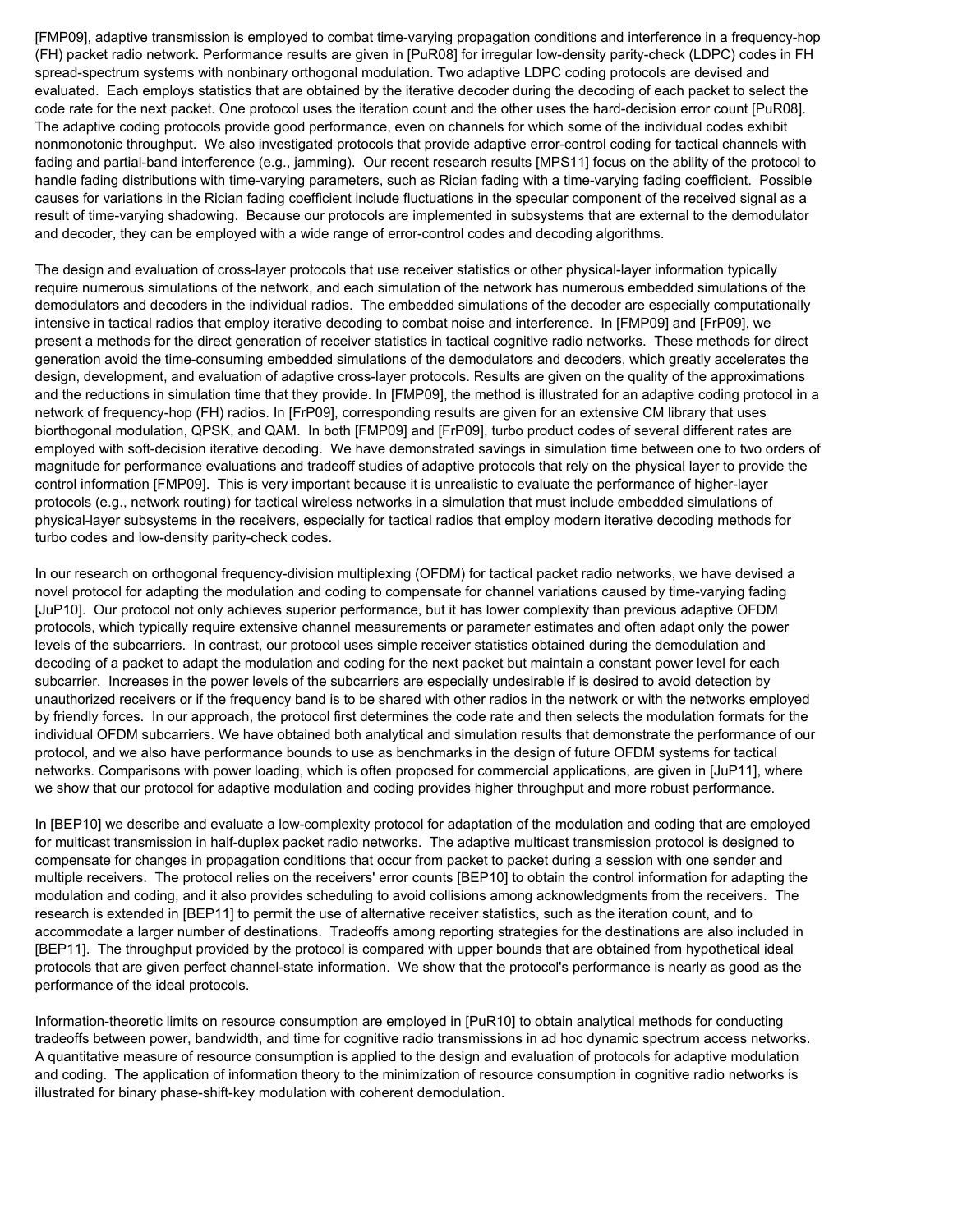[FMP09], adaptive transmission is employed to combat time-varying propagation conditions and interference in a frequency-hop (FH) packet radio network. Performance results are given in [PuR08] for irregular low-density parity-check (LDPC) codes in FH spread-spectrum systems with nonbinary orthogonal modulation. Two adaptive LDPC coding protocols are devised and evaluated. Each employs statistics that are obtained by the iterative decoder during the decoding of each packet to select the code rate for the next packet. One protocol uses the iteration count and the other uses the hard-decision error count [PuR08]. The adaptive coding protocols provide good performance, even on channels for which some of the individual codes exhibit nonmonotonic throughput. We also investigated protocols that provide adaptive error-control coding for tactical channels with fading and partial-band interference (e.g., jamming). Our recent research results [MPS11] focus on the ability of the protocol to handle fading distributions with time-varying parameters, such as Rician fading with a time-varying fading coefficient. Possible causes for variations in the Rician fading coefficient include fluctuations in the specular component of the received signal as a result of time-varying shadowing. Because our protocols are implemented in subsystems that are external to the demodulator and decoder, they can be employed with a wide range of error-control codes and decoding algorithms.

The design and evaluation of cross-layer protocols that use receiver statistics or other physical-layer information typically require numerous simulations of the network, and each simulation of the network has numerous embedded simulations of the demodulators and decoders in the individual radios. The embedded simulations of the decoder are especially computationally intensive in tactical radios that employ iterative decoding to combat noise and interference. In [FMP09] and [FrP09], we present a methods for the direct generation of receiver statistics in tactical cognitive radio networks. These methods for direct generation avoid the time-consuming embedded simulations of the demodulators and decoders, which greatly accelerates the design, development, and evaluation of adaptive cross-layer protocols. Results are given on the quality of the approximations and the reductions in simulation time that they provide. In [FMP09], the method is illustrated for an adaptive coding protocol in a network of frequency-hop (FH) radios. In [FrP09], corresponding results are given for an extensive CM library that uses biorthogonal modulation, QPSK, and QAM. In both [FMP09] and [FrP09], turbo product codes of several different rates are employed with soft-decision iterative decoding. We have demonstrated savings in simulation time between one to two orders of magnitude for performance evaluations and tradeoff studies of adaptive protocols that rely on the physical layer to provide the control information [FMP09]. This is very important because it is unrealistic to evaluate the performance of higher-layer protocols (e.g., network routing) for tactical wireless networks in a simulation that must include embedded simulations of physical-layer subsystems in the receivers, especially for tactical radios that employ modern iterative decoding methods for turbo codes and low-density parity-check codes.

In our research on orthogonal frequency-division multiplexing (OFDM) for tactical packet radio networks, we have devised a novel protocol for adapting the modulation and coding to compensate for channel variations caused by time-varying fading [JuP10]. Our protocol not only achieves superior performance, but it has lower complexity than previous adaptive OFDM protocols, which typically require extensive channel measurements or parameter estimates and often adapt only the power levels of the subcarriers. In contrast, our protocol uses simple receiver statistics obtained during the demodulation and decoding of a packet to adapt the modulation and coding for the next packet but maintain a constant power level for each subcarrier. Increases in the power levels of the subcarriers are especially undesirable if is desired to avoid detection by unauthorized receivers or if the frequency band is to be shared with other radios in the network or with the networks employed by friendly forces. In our approach, the protocol first determines the code rate and then selects the modulation formats for the individual OFDM subcarriers. We have obtained both analytical and simulation results that demonstrate the performance of our protocol, and we also have performance bounds to use as benchmarks in the design of future OFDM systems for tactical networks. Comparisons with power loading, which is often proposed for commercial applications, are given in [JuP11], where we show that our protocol for adaptive modulation and coding provides higher throughput and more robust performance.

In [BEP10] we describe and evaluate a low-complexity protocol for adaptation of the modulation and coding that are employed for multicast transmission in half-duplex packet radio networks. The adaptive multicast transmission protocol is designed to compensate for changes in propagation conditions that occur from packet to packet during a session with one sender and multiple receivers. The protocol relies on the receivers' error counts [BEP10] to obtain the control information for adapting the modulation and coding, and it also provides scheduling to avoid collisions among acknowledgments from the receivers. The research is extended in [BEP11] to permit the use of alternative receiver statistics, such as the iteration count, and to accommodate a larger number of destinations. Tradeoffs among reporting strategies for the destinations are also included in [BEP11]. The throughput provided by the protocol is compared with upper bounds that are obtained from hypothetical ideal protocols that are given perfect channel-state information. We show that the protocol's performance is nearly as good as the performance of the ideal protocols.

Information-theoretic limits on resource consumption are employed in [PuR10] to obtain analytical methods for conducting tradeoffs between power, bandwidth, and time for cognitive radio transmissions in ad hoc dynamic spectrum access networks. A quantitative measure of resource consumption is applied to the design and evaluation of protocols for adaptive modulation and coding. The application of information theory to the minimization of resource consumption in cognitive radio networks is illustrated for binary phase-shift-key modulation with coherent demodulation.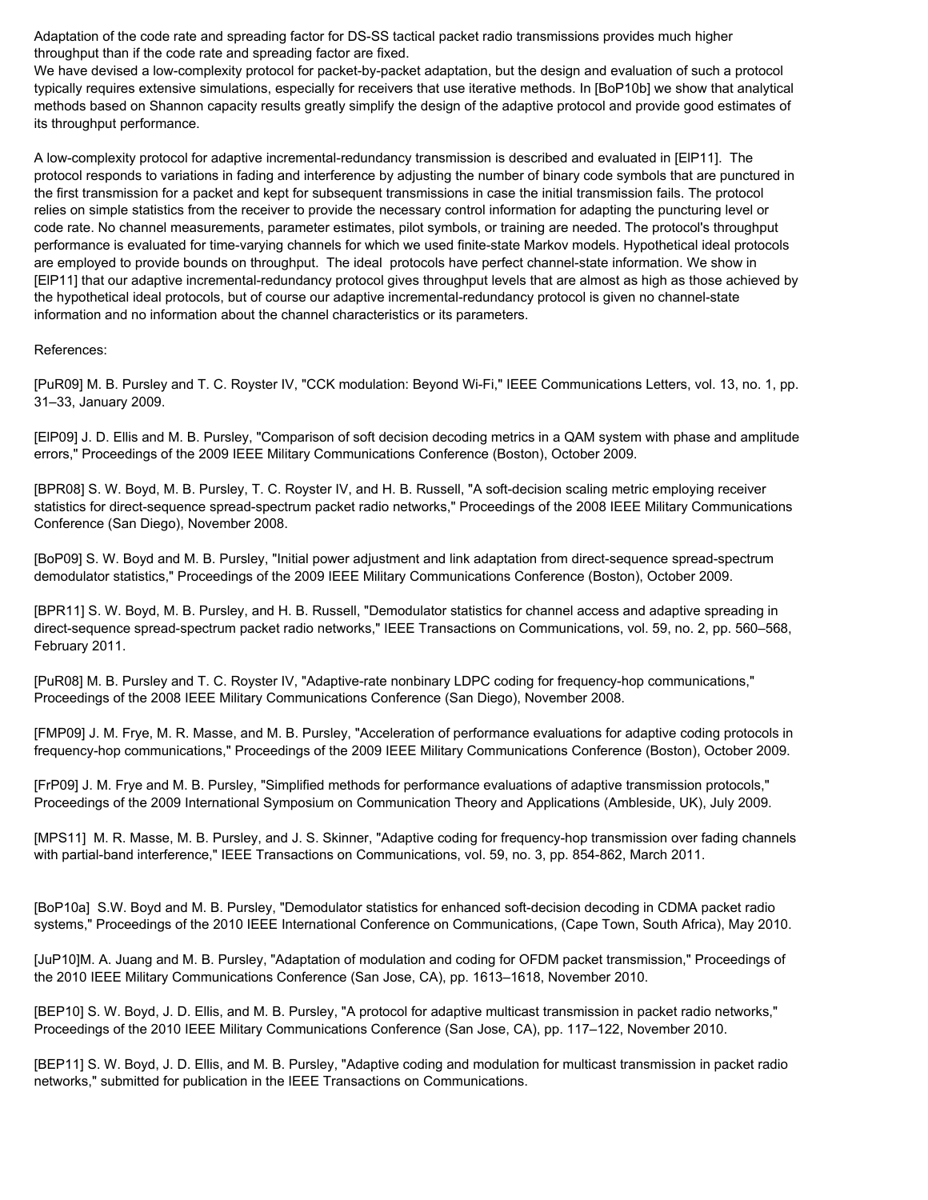Adaptation of the code rate and spreading factor for DS-SS tactical packet radio transmissions provides much higher throughput than if the code rate and spreading factor are fixed.
We have devised a low-complexity protocol for packet-by-packet adaptation, but the design and evaluation of such a protocol typically requires extensive simulations, especially for receivers that use iterative methods. In [BoP10b] we show that analytical methods based on Shannon capacity results greatly simplify the design of the adaptive protocol and provide good estimates of its throughput performance.

A low-complexity protocol for adaptive incremental-redundancy transmission is described and evaluated in [ElP11]. The protocol responds to variations in fading and interference by adjusting the number of binary code symbols that are punctured in the first transmission for a packet and kept for subsequent transmissions in case the initial transmission fails. The protocol relies on simple statistics from the receiver to provide the necessary control information for adapting the puncturing level or code rate. No channel measurements, parameter estimates, pilot symbols, or training are needed. The protocol's throughput performance is evaluated for time-varying channels for which we used finite-state Markov models. Hypothetical ideal protocols are employed to provide bounds on throughput. The ideal protocols have perfect channel-state information. We show in [ElP11] that our adaptive incremental-redundancy protocol gives throughput levels that are almost as high as those achieved by the hypothetical ideal protocols, but of course our adaptive incremental-redundancy protocol is given no channel-state information and no information about the channel characteristics or its parameters.

References:

[PuR09] M. B. Pursley and T. C. Royster IV, "CCK modulation: Beyond Wi-Fi," IEEE Communications Letters, vol. 13, no. 1, pp. 31–33, January 2009.

[ElP09] J. D. Ellis and M. B. Pursley, "Comparison of soft decision decoding metrics in a QAM system with phase and amplitude errors," Proceedings of the 2009 IEEE Military Communications Conference (Boston), October 2009.

[BPR08] S. W. Boyd, M. B. Pursley, T. C. Royster IV, and H. B. Russell, "A soft-decision scaling metric employing receiver statistics for direct-sequence spread-spectrum packet radio networks," Proceedings of the 2008 IEEE Military Communications Conference (San Diego), November 2008.

[BoP09] S. W. Boyd and M. B. Pursley, "Initial power adjustment and link adaptation from direct-sequence spread-spectrum demodulator statistics," Proceedings of the 2009 IEEE Military Communications Conference (Boston), October 2009.

[BPR11] S. W. Boyd, M. B. Pursley, and H. B. Russell, "Demodulator statistics for channel access and adaptive spreading in direct-sequence spread-spectrum packet radio networks," IEEE Transactions on Communications, vol. 59, no. 2, pp. 560–568, February 2011.

[PuR08] M. B. Pursley and T. C. Royster IV, "Adaptive-rate nonbinary LDPC coding for frequency-hop communications," Proceedings of the 2008 IEEE Military Communications Conference (San Diego), November 2008.

[FMP09] J. M. Frye, M. R. Masse, and M. B. Pursley, "Acceleration of performance evaluations for adaptive coding protocols in frequency-hop communications," Proceedings of the 2009 IEEE Military Communications Conference (Boston), October 2009.

[FrP09] J. M. Frye and M. B. Pursley, "Simplified methods for performance evaluations of adaptive transmission protocols," Proceedings of the 2009 International Symposium on Communication Theory and Applications (Ambleside, UK), July 2009.

[MPS11] M. R. Masse, M. B. Pursley, and J. S. Skinner, "Adaptive coding for frequency-hop transmission over fading channels with partial-band interference," IEEE Transactions on Communications, vol. 59, no. 3, pp. 854-862, March 2011.

[BoP10a] S.W. Boyd and M. B. Pursley, "Demodulator statistics for enhanced soft-decision decoding in CDMA packet radio systems," Proceedings of the 2010 IEEE International Conference on Communications, (Cape Town, South Africa), May 2010.

[JuP10]M. A. Juang and M. B. Pursley, "Adaptation of modulation and coding for OFDM packet transmission," Proceedings of the 2010 IEEE Military Communications Conference (San Jose, CA), pp. 1613–1618, November 2010.

[BEP10] S. W. Boyd, J. D. Ellis, and M. B. Pursley, "A protocol for adaptive multicast transmission in packet radio networks," Proceedings of the 2010 IEEE Military Communications Conference (San Jose, CA), pp. 117–122, November 2010.

[BEP11] S. W. Boyd, J. D. Ellis, and M. B. Pursley, "Adaptive coding and modulation for multicast transmission in packet radio networks," submitted for publication in the IEEE Transactions on Communications.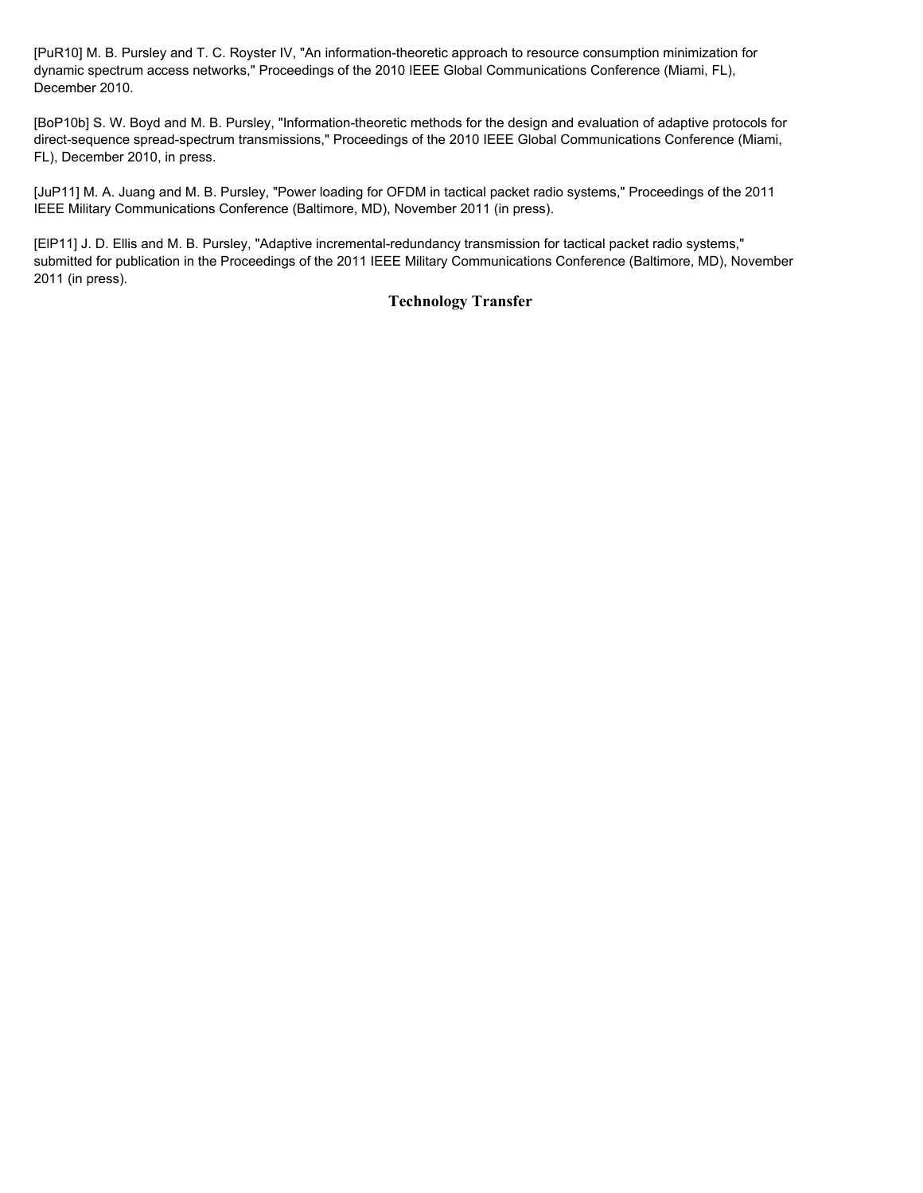[PuR10] M. B. Pursley and T. C. Royster IV, "An information-theoretic approach to resource consumption minimization for dynamic spectrum access networks," Proceedings of the 2010 IEEE Global Communications Conference (Miami, FL), December 2010.

[BoP10b] S. W. Boyd and M. B. Pursley, "Information-theoretic methods for the design and evaluation of adaptive protocols for direct-sequence spread-spectrum transmissions," Proceedings of the 2010 IEEE Global Communications Conference (Miami, FL), December 2010, in press.

[JuP11] M. A. Juang and M. B. Pursley, "Power loading for OFDM in tactical packet radio systems," Proceedings of the 2011 IEEE Military Communications Conference (Baltimore, MD), November 2011 (in press).

[ElP11] J. D. Ellis and M. B. Pursley, "Adaptive incremental-redundancy transmission for tactical packet radio systems," submitted for publication in the Proceedings of the 2011 IEEE Military Communications Conference (Baltimore, MD), November 2011 (in press).

## Technology Transfer